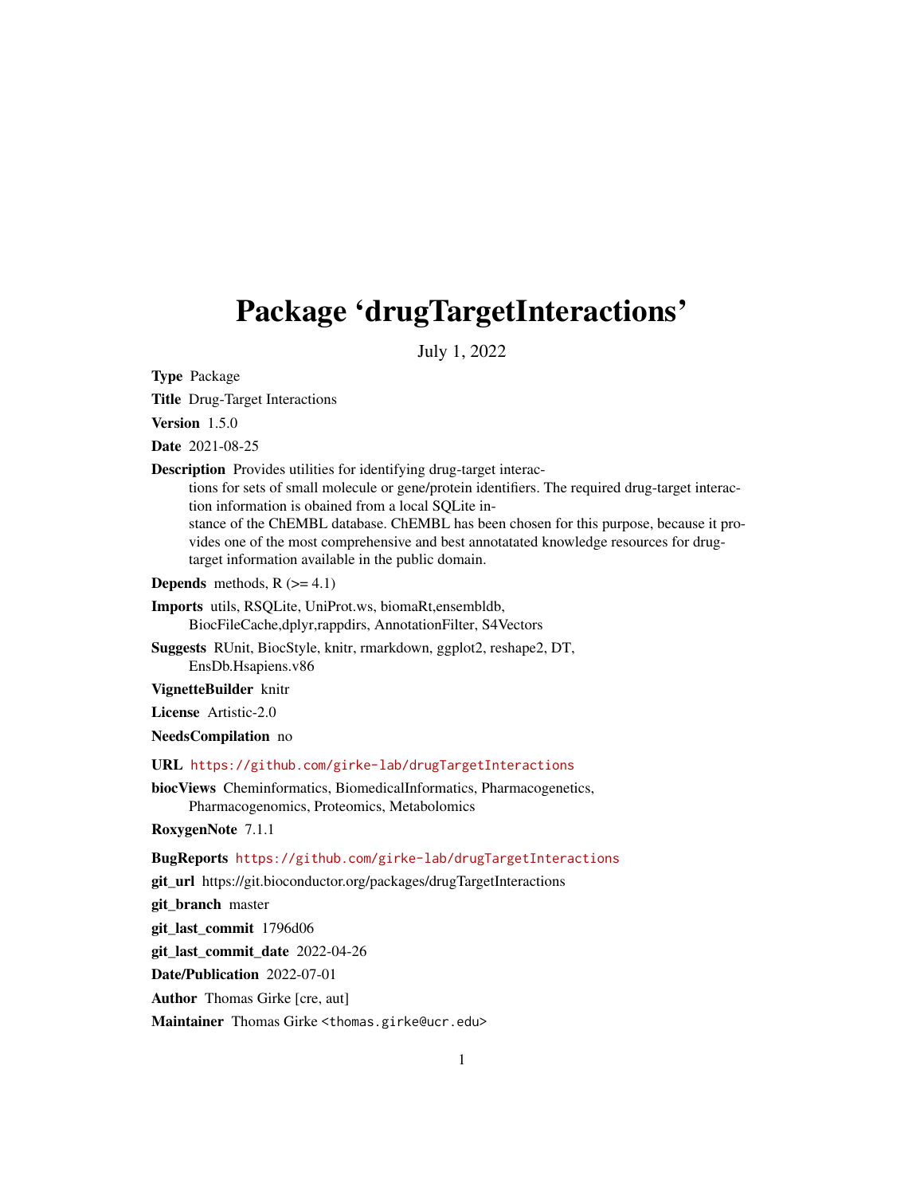# Package 'drugTargetInteractions'

July 1, 2022

**Type** Package

**Title** Drug-Target Interactions

**Version** 1.5.0

**Date** 2021-08-25

**Description** Provides utilities for identifying drug-target interactions for sets of small molecule or gene/protein identifiers. The required drug-target interaction information is obained from a local SQLite instance of the ChEMBL database. ChEMBL has been chosen for this purpose, because it provides one of the most comprehensive and best annotatated knowledge resources for drug-target information available in the public domain.

**Depends** methods, R (>= 4.1)

**Imports** utils, RSQLite, UniProt.ws, biomaRt,ensembldb, BiocFileCache,dplyr,rappdirs, AnnotationFilter, S4Vectors

**Suggests** RUnit, BiocStyle, knitr, rmarkdown, ggplot2, reshape2, DT, EnsDb.Hsapiens.v86

**VignetteBuilder** knitr

**License** Artistic-2.0

**NeedsCompilation** no

**URL** https://github.com/girke-lab/drugTargetInteractions

**biocViews** Cheminformatics, BiomedicalInformatics, Pharmacogenetics, Pharmacogenomics, Proteomics, Metabolomics

**RoxygenNote** 7.1.1

**BugReports** https://github.com/girke-lab/drugTargetInteractions

**git_url** https://git.bioconductor.org/packages/drugTargetInteractions

**git_branch** master

**git_last_commit** 1796d06

**git_last_commit_date** 2022-04-26

**Date/Publication** 2022-07-01

**Author** Thomas Girke [cre, aut]

**Maintainer** Thomas Girke <thomas.girke@ucr.edu>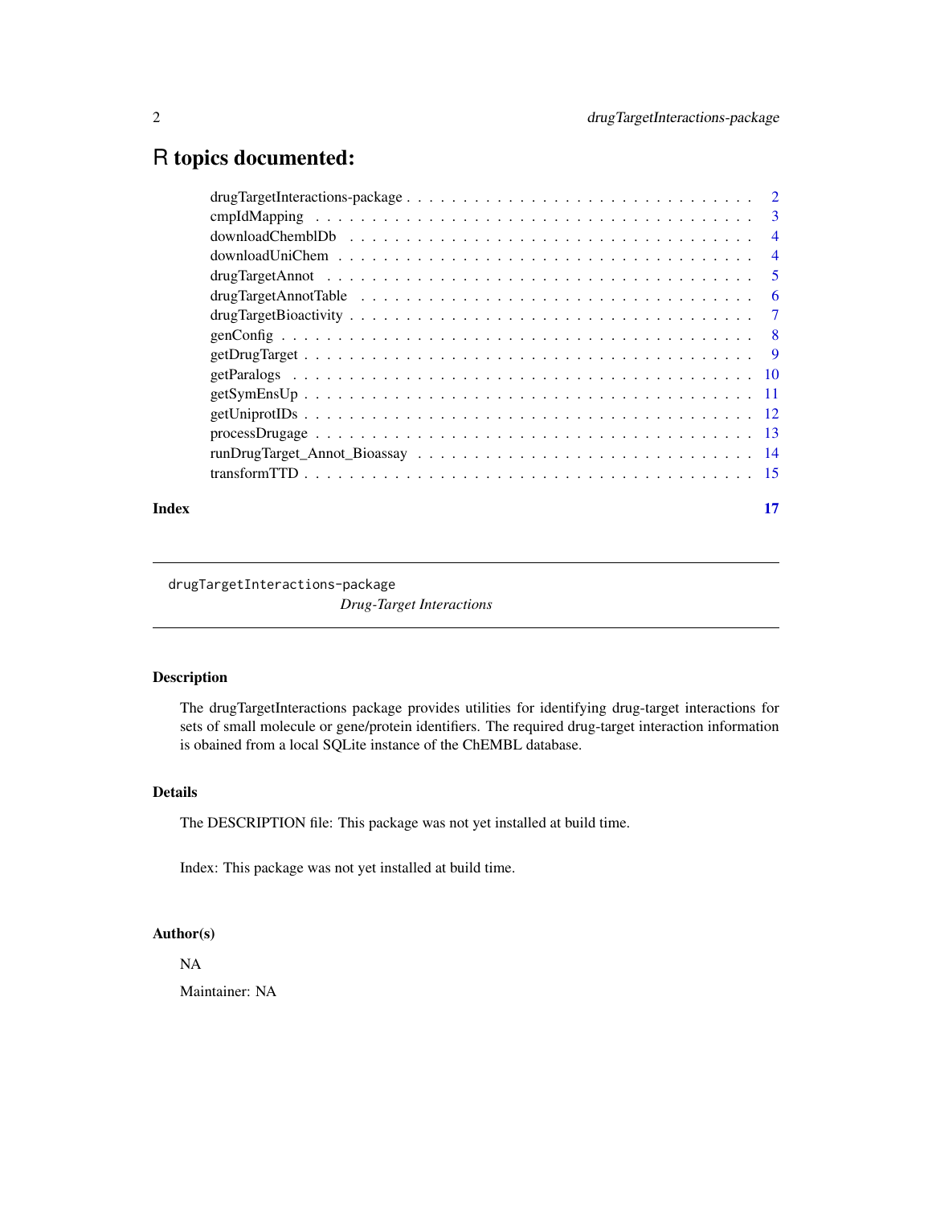# R topics documented:

| | |
|---|---|
| drugTargetInteractions-package | 2 |
| cmpIdMapping | 3 |
| downloadChemblDb | 4 |
| downloadUniChem | 4 |
| drugTargetAnnot | 5 |
| drugTargetAnnotTable | 6 |
| drugTargetBioactivity | 7 |
| genConfig | 8 |
| getDrugTarget | 9 |
| getParalogs | 10 |
| getSymEnsUp | 11 |
| getUniprotIDs | 12 |
| processDrugage | 13 |
| runDrugTarget_Annot_Bioassay | 14 |
| transformTTD | 15 |
| **Index** | **17** |

---

drugTargetInteractions-package    *Drug-Target Interactions*

---

## Description

The drugTargetInteractions package provides utilities for identifying drug-target interactions for sets of small molecule or gene/protein identifiers. The required drug-target interaction information is obained from a local SQLite instance of the ChEMBL database.

## Details

The DESCRIPTION file: This package was not yet installed at build time.

Index: This package was not yet installed at build time.

## Author(s)

NA

Maintainer: NA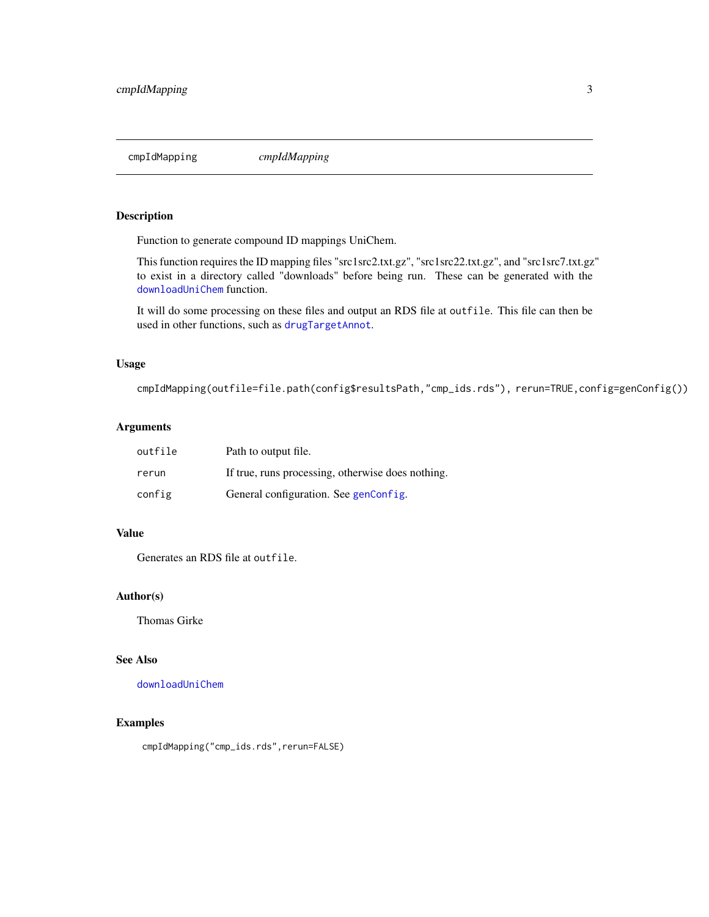cmpIdMapping *cmpIdMapping*

---

### Description

Function to generate compound ID mappings UniChem.

This function requires the ID mapping files "src1src2.txt.gz", "src1src22.txt.gz", and "src1src7.txt.gz" to exist in a directory called "downloads" before being run. These can be generated with the `downloadUniChem` function.

It will do some processing on these files and output an RDS file at `outfile`. This file can then be used in other functions, such as `drugTargetAnnot`.

### Usage

```
cmpIdMapping(outfile=file.path(config$resultsPath,"cmp_ids.rds"), rerun=TRUE,config=genConfig())
```

### Arguments

| | |
|---|---|
| `outfile` | Path to output file. |
| `rerun` | If true, runs processing, otherwise does nothing. |
| `config` | General configuration. See `genConfig`. |

### Value

Generates an RDS file at `outfile`.

### Author(s)

Thomas Girke

### See Also

`downloadUniChem`

### Examples

```
cmpIdMapping("cmp_ids.rds",rerun=FALSE)
```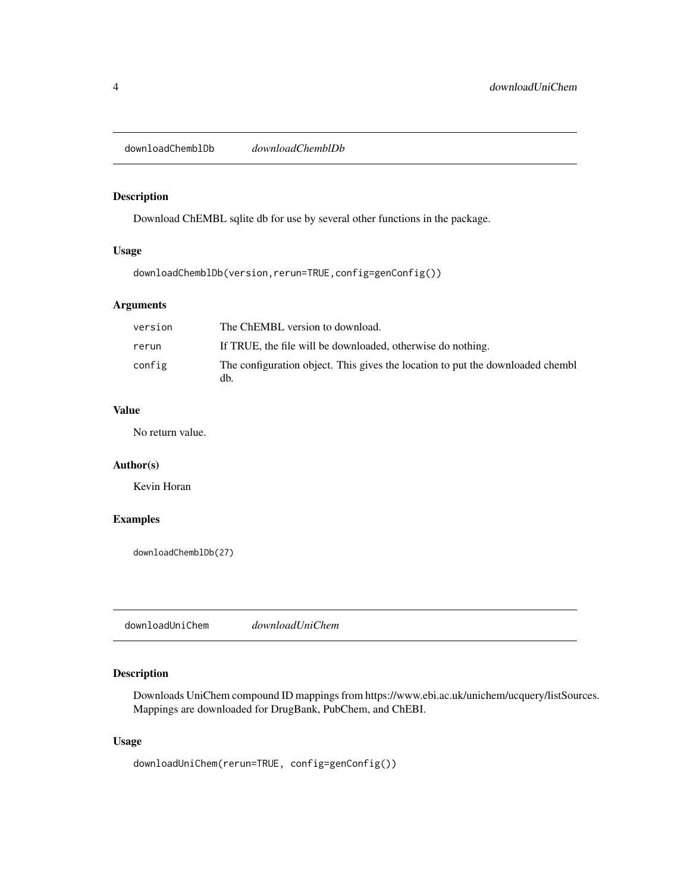## downloadChemblDb *downloadChemblDb*

### Description

Download ChEMBL sqlite db for use by several other functions in the package.

### Usage

```
downloadChemblDb(version,rerun=TRUE,config=genConfig())
```

### Arguments

| | |
|---|---|
| version | The ChEMBL version to download. |
| rerun | If TRUE, the file will be downloaded, otherwise do nothing. |
| config | The configuration object. This gives the location to put the downloaded chembl db. |

### Value

No return value.

### Author(s)

Kevin Horan

### Examples

```
downloadChemblDb(27)
```

## downloadUniChem *downloadUniChem*

### Description

Downloads UniChem compound ID mappings from https://www.ebi.ac.uk/unichem/ucquery/listSources. Mappings are downloaded for DrugBank, PubChem, and ChEBI.

### Usage

```
downloadUniChem(rerun=TRUE, config=genConfig())
```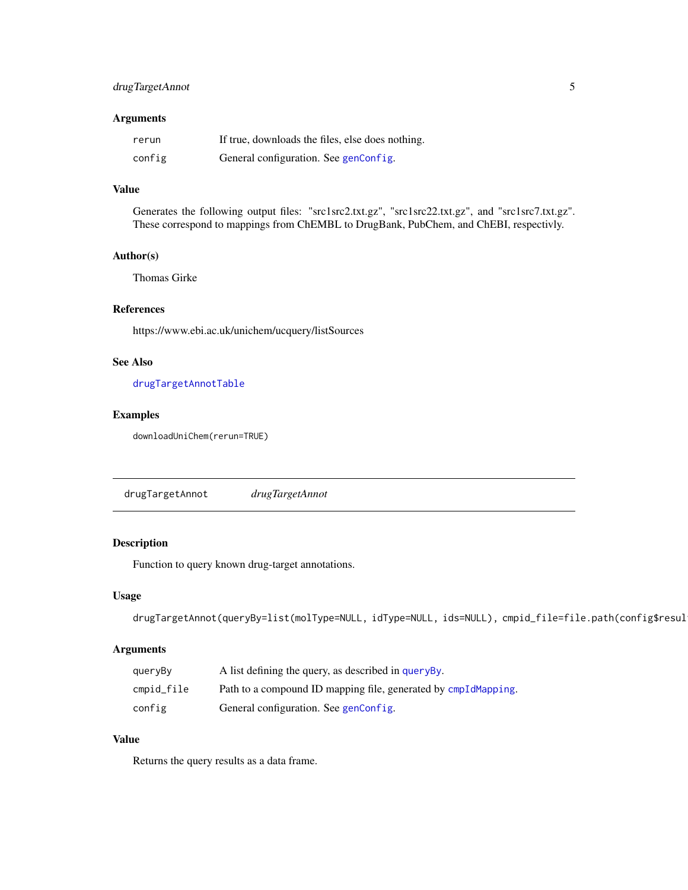### Arguments

| | |
|---|---|
| rerun | If true, downloads the files, else does nothing. |
| config | General configuration. See genConfig. |

### Value

Generates the following output files: "src1src2.txt.gz", "src1src22.txt.gz", and "src1src7.txt.gz". These correspond to mappings from ChEMBL to DrugBank, PubChem, and ChEBI, respectivly.

### Author(s)

Thomas Girke

### References

https://www.ebi.ac.uk/unichem/ucquery/listSources

### See Also

drugTargetAnnotTable

### Examples

```
downloadUniChem(rerun=TRUE)
```

---

## drugTargetAnnot — *drugTargetAnnot*

### Description

Function to query known drug-target annotations.

### Usage

```
drugTargetAnnot(queryBy=list(molType=NULL, idType=NULL, ids=NULL), cmpid_file=file.path(config$resul
```

### Arguments

| | |
|---|---|
| queryBy | A list defining the query, as described in queryBy. |
| cmpid_file | Path to a compound ID mapping file, generated by cmpIdMapping. |
| config | General configuration. See genConfig. |

### Value

Returns the query results as a data frame.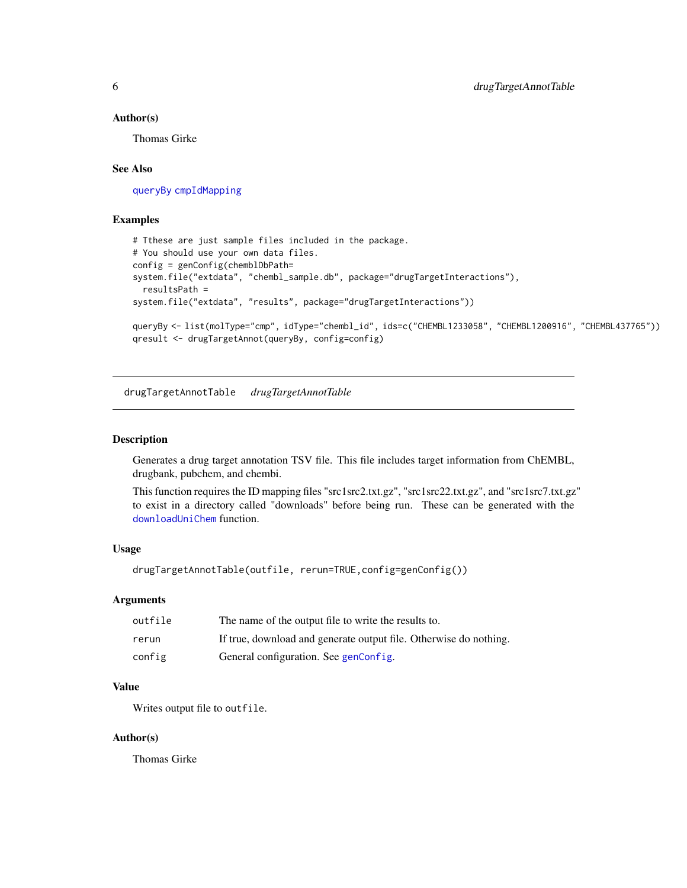### Author(s)

Thomas Girke

### See Also

queryBy cmpIdMapping

### Examples

```
# Tthese are just sample files included in the package.
# You should use your own data files.
config = genConfig(chemblDbPath=
system.file("extdata", "chembl_sample.db", package="drugTargetInteractions"),
  resultsPath =
system.file("extdata", "results", package="drugTargetInteractions"))

queryBy <- list(molType="cmp", idType="chembl_id", ids=c("CHEMBL1233058", "CHEMBL1200916", "CHEMBL437765"))
qresult <- drugTargetAnnot(queryBy, config=config)
```

---

## drugTargetAnnotTable *drugTargetAnnotTable*

---

### Description

Generates a drug target annotation TSV file. This file includes target information from ChEMBL, drugbank, pubchem, and chembi.

This function requires the ID mapping files "src1src2.txt.gz", "src1src22.txt.gz", and "src1src7.txt.gz" to exist in a directory called "downloads" before being run. These can be generated with the downloadUniChem function.

### Usage

```
drugTargetAnnotTable(outfile, rerun=TRUE,config=genConfig())
```

### Arguments

| | |
|---|---|
| outfile | The name of the output file to write the results to. |
| rerun | If true, download and generate output file. Otherwise do nothing. |
| config | General configuration. See genConfig. |

### Value

Writes output file to outfile.

### Author(s)

Thomas Girke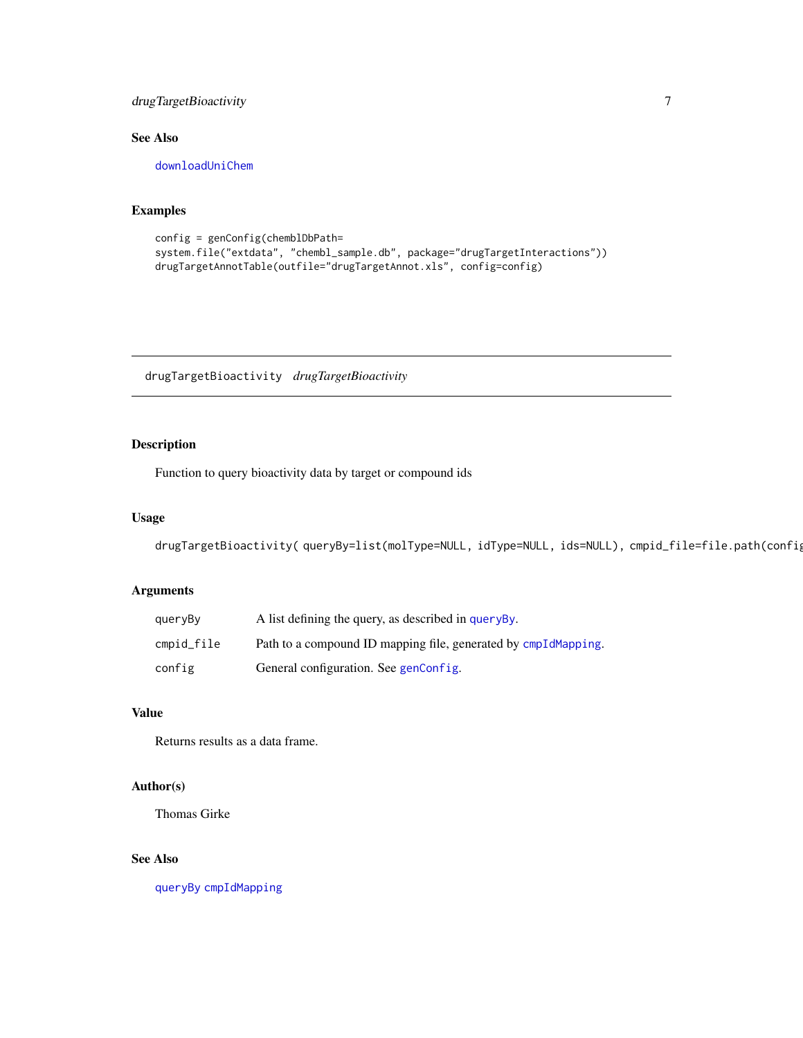## See Also

downloadUniChem

## Examples

```
config = genConfig(chemblDbPath=
system.file("extdata", "chembl_sample.db", package="drugTargetInteractions"))
drugTargetAnnotTable(outfile="drugTargetAnnot.xls", config=config)
```

---

# drugTargetBioactivity *drugTargetBioactivity*

---

## Description

Function to query bioactivity data by target or compound ids

## Usage

```
drugTargetBioactivity( queryBy=list(molType=NULL, idType=NULL, ids=NULL), cmpid_file=file.path(config
```

## Arguments

| | |
|---|---|
| queryBy | A list defining the query, as described in queryBy. |
| cmpid_file | Path to a compound ID mapping file, generated by cmpIdMapping. |
| config | General configuration. See genConfig. |

## Value

Returns results as a data frame.

## Author(s)

Thomas Girke

## See Also

queryBy cmpIdMapping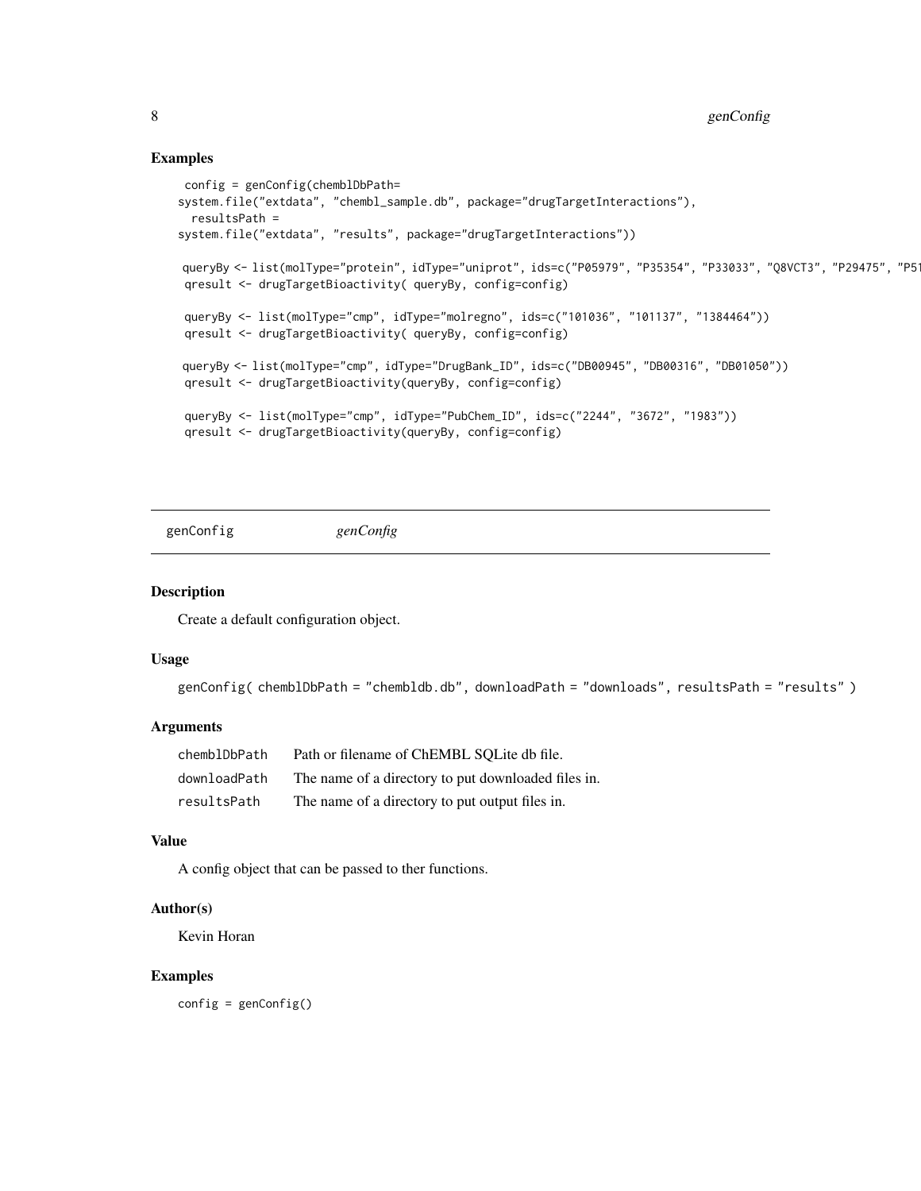## Examples

```
 config = genConfig(chemblDbPath=
system.file("extdata", "chembl_sample.db", package="drugTargetInteractions"),
  resultsPath =
system.file("extdata", "results", package="drugTargetInteractions"))

 queryBy <- list(molType="protein", idType="uniprot", ids=c("P05979", "P35354", "P33033", "Q8VCT3", "P29475", "P51
 qresult <- drugTargetBioactivity( queryBy, config=config)

 queryBy <- list(molType="cmp", idType="molregno", ids=c("101036", "101137", "1384464"))
 qresult <- drugTargetBioactivity( queryBy, config=config)

 queryBy <- list(molType="cmp", idType="DrugBank_ID", ids=c("DB00945", "DB00316", "DB01050"))
 qresult <- drugTargetBioactivity(queryBy, config=config)

 queryBy <- list(molType="cmp", idType="PubChem_ID", ids=c("2244", "3672", "1983"))
 qresult <- drugTargetBioactivity(queryBy, config=config)
```

---

# genConfig *genConfig*

---

## Description

Create a default configuration object.

## Usage

```
genConfig( chemblDbPath = "chembldb.db", downloadPath = "downloads", resultsPath = "results" )
```

## Arguments

| | |
|---|---|
| chemblDbPath | Path or filename of ChEMBL SQLite db file. |
| downloadPath | The name of a directory to put downloaded files in. |
| resultsPath | The name of a directory to put output files in. |

## Value

A config object that can be passed to ther functions.

## Author(s)

Kevin Horan

## Examples

```
config = genConfig()
```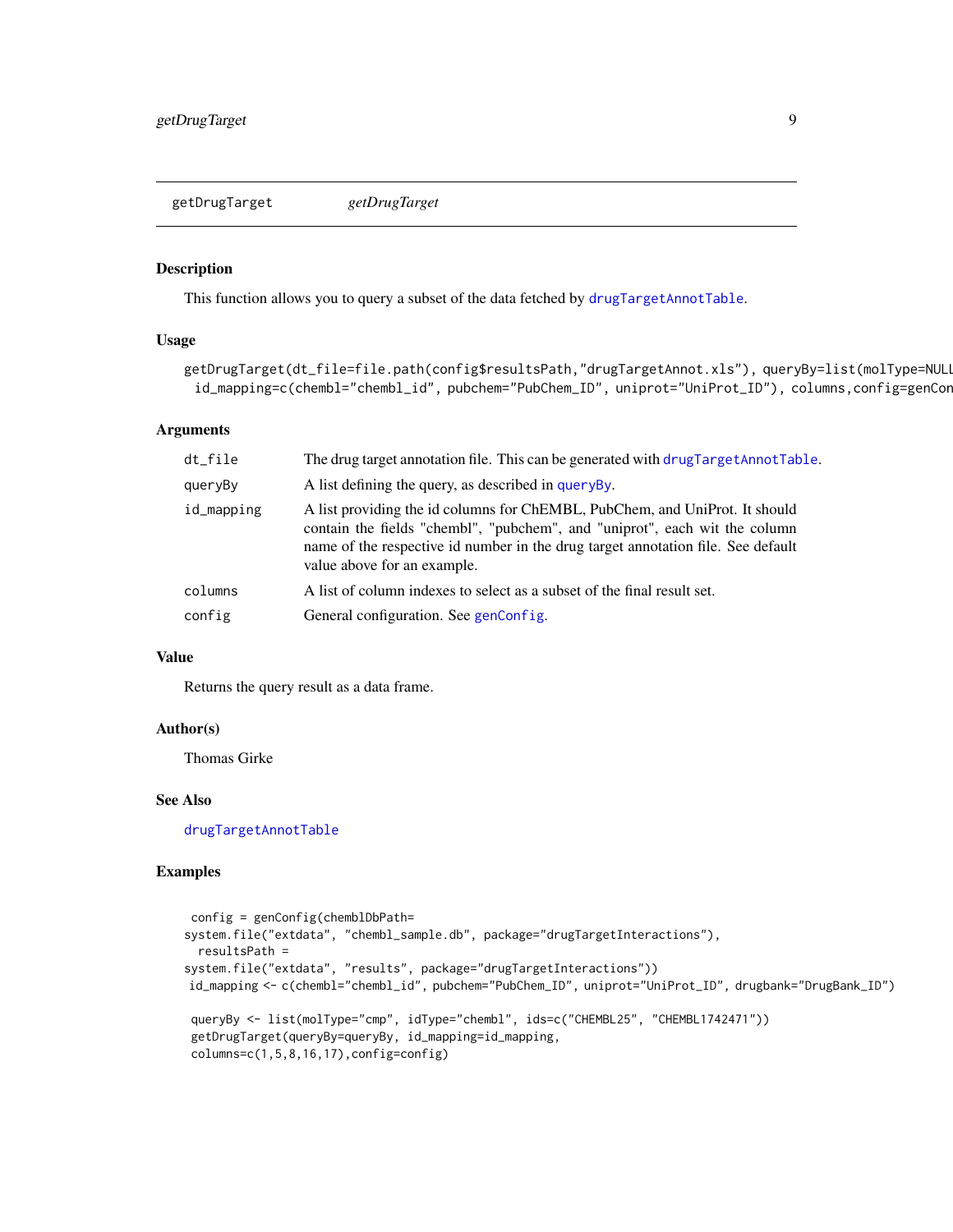## getDrugTarget *getDrugTarget*

### Description

This function allows you to query a subset of the data fetched by drugTargetAnnotTable.

### Usage

```
getDrugTarget(dt_file=file.path(config$resultsPath,"drugTargetAnnot.xls"), queryBy=list(molType=NULL
  id_mapping=c(chembl="chembl_id", pubchem="PubChem_ID", uniprot="UniProt_ID"), columns,config=genCon
```

### Arguments

| | |
|---|---|
| dt_file | The drug target annotation file. This can be generated with drugTargetAnnotTable. |
| queryBy | A list defining the query, as described in queryBy. |
| id_mapping | A list providing the id columns for ChEMBL, PubChem, and UniProt. It should contain the fields "chembl", "pubchem", and "uniprot", each wit the column name of the respective id number in the drug target annotation file. See default value above for an example. |
| columns | A list of column indexes to select as a subset of the final result set. |
| config | General configuration. See genConfig. |

### Value

Returns the query result as a data frame.

### Author(s)

Thomas Girke

### See Also

drugTargetAnnotTable

### Examples

```
 config = genConfig(chemblDbPath=
system.file("extdata", "chembl_sample.db", package="drugTargetInteractions"),
  resultsPath =
system.file("extdata", "results", package="drugTargetInteractions"))
 id_mapping <- c(chembl="chembl_id", pubchem="PubChem_ID", uniprot="UniProt_ID", drugbank="DrugBank_ID")

 queryBy <- list(molType="cmp", idType="chembl", ids=c("CHEMBL25", "CHEMBL1742471"))
 getDrugTarget(queryBy=queryBy, id_mapping=id_mapping,
 columns=c(1,5,8,16,17),config=config)
```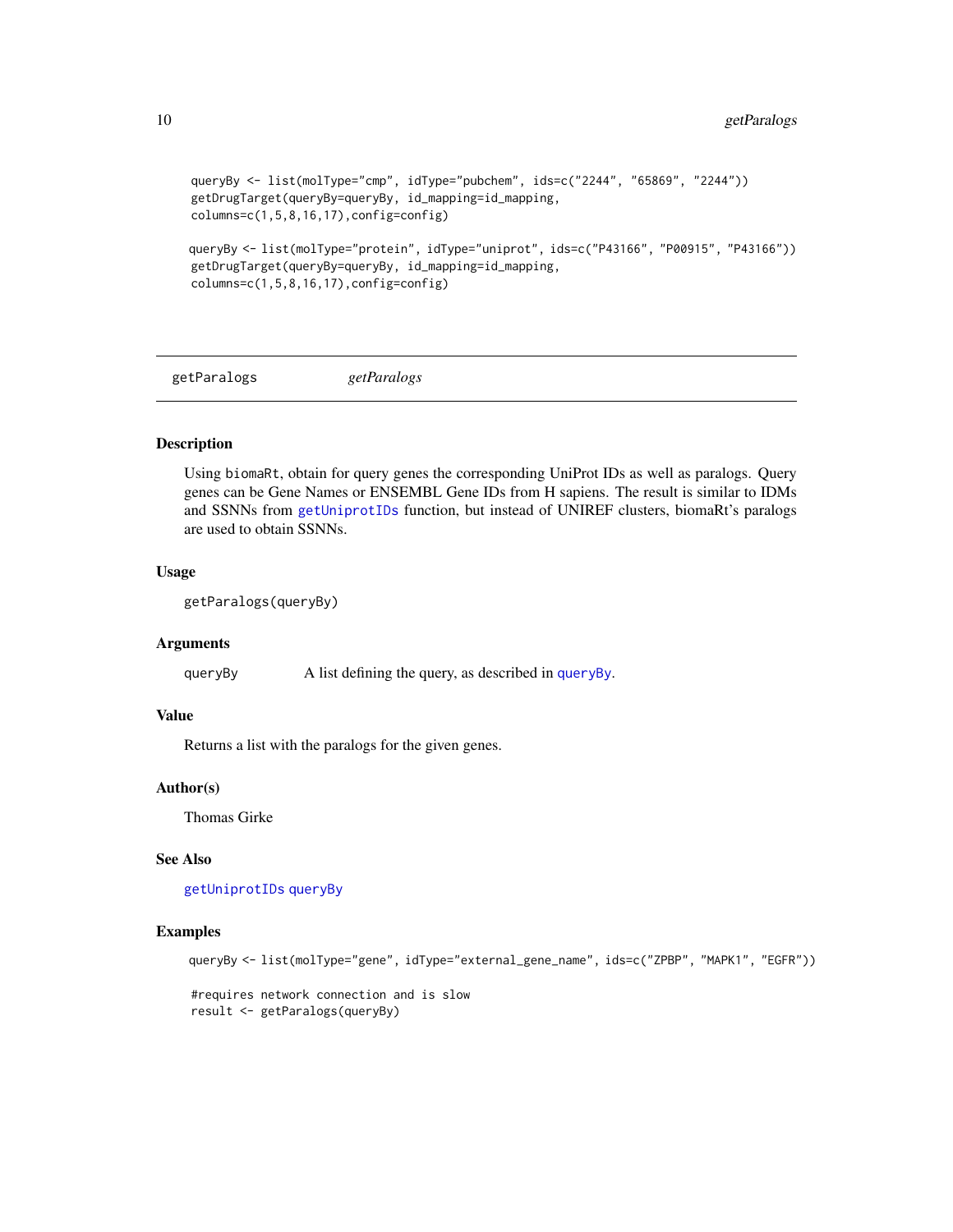```
queryBy <- list(molType="cmp", idType="pubchem", ids=c("2244", "65869", "2244"))
getDrugTarget(queryBy=queryBy, id_mapping=id_mapping,
columns=c(1,5,8,16,17),config=config)

queryBy <- list(molType="protein", idType="uniprot", ids=c("P43166", "P00915", "P43166"))
getDrugTarget(queryBy=queryBy, id_mapping=id_mapping,
columns=c(1,5,8,16,17),config=config)
```

---

## getParalogs &nbsp;&nbsp;&nbsp;&nbsp; *getParalogs*

---

### Description

Using biomaRt, obtain for query genes the corresponding UniProt IDs as well as paralogs. Query genes can be Gene Names or ENSEMBL Gene IDs from H sapiens. The result is similar to IDMs and SSNNs from getUniprotIDs function, but instead of UNIREF clusters, biomaRt's paralogs are used to obtain SSNNs.

### Usage

```
getParalogs(queryBy)
```

### Arguments

| | |
|---|---|
| queryBy | A list defining the query, as described in queryBy. |

### Value

Returns a list with the paralogs for the given genes.

### Author(s)

Thomas Girke

### See Also

getUniprotIDs queryBy

### Examples

```
queryBy <- list(molType="gene", idType="external_gene_name", ids=c("ZPBP", "MAPK1", "EGFR"))

#requires network connection and is slow
result <- getParalogs(queryBy)
```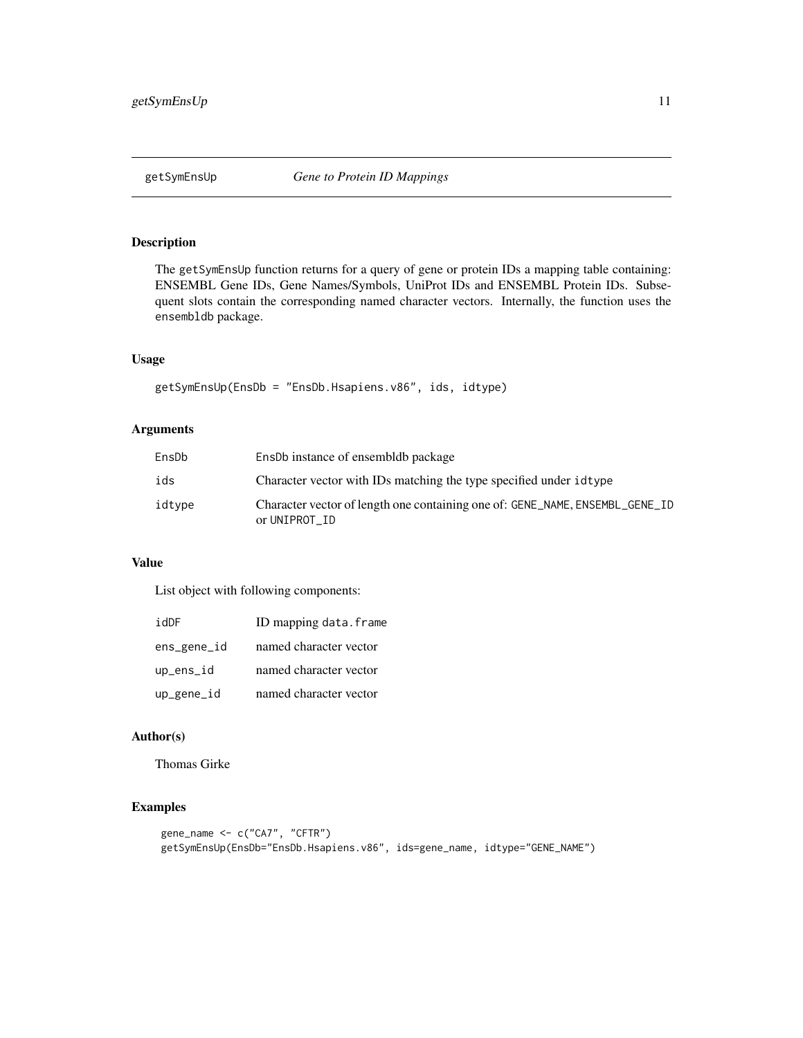# getSymEnsUp *Gene to Protein ID Mappings*

## Description

The getSymEnsUp function returns for a query of gene or protein IDs a mapping table containing: ENSEMBL Gene IDs, Gene Names/Symbols, UniProt IDs and ENSEMBL Protein IDs. Subsequent slots contain the corresponding named character vectors. Internally, the function uses the ensembldb package.

## Usage

```
getSymEnsUp(EnsDb = "EnsDb.Hsapiens.v86", ids, idtype)
```

## Arguments

| | |
|---|---|
| EnsDb | EnsDb instance of ensembldb package |
| ids | Character vector with IDs matching the type specified under idtype |
| idtype | Character vector of length one containing one of: GENE_NAME, ENSEMBL_GENE_ID or UNIPROT_ID |

## Value

List object with following components:

| | |
|---|---|
| idDF | ID mapping data.frame |
| ens_gene_id | named character vector |
| up_ens_id | named character vector |
| up_gene_id | named character vector |

## Author(s)

Thomas Girke

## Examples

```
gene_name <- c("CA7", "CFTR")
getSymEnsUp(EnsDb="EnsDb.Hsapiens.v86", ids=gene_name, idtype="GENE_NAME")
```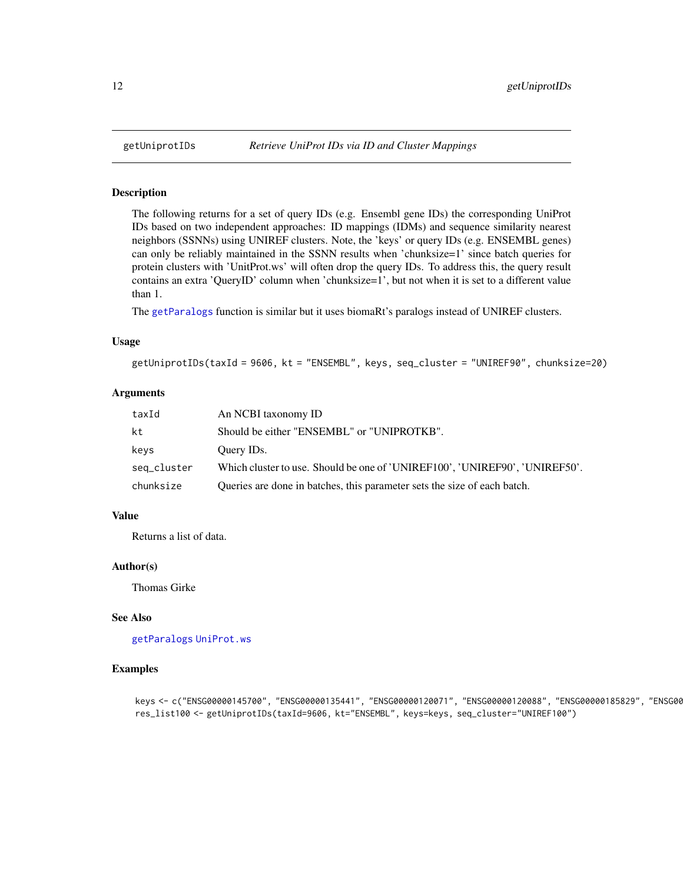## getUniprotIDs — *Retrieve UniProt IDs via ID and Cluster Mappings*

### Description

The following returns for a set of query IDs (e.g. Ensembl gene IDs) the corresponding UniProt IDs based on two independent approaches: ID mappings (IDMs) and sequence similarity nearest neighbors (SSNNs) using UNIREF clusters. Note, the 'keys' or query IDs (e.g. ENSEMBL genes) can only be reliably maintained in the SSNN results when 'chunksize=1' since batch queries for protein clusters with 'UnitProt.ws' will often drop the query IDs. To address this, the query result contains an extra 'QueryID' column when 'chunksize=1', but not when it is set to a different value than 1.

The getParalogs function is similar but it uses biomaRt's paralogs instead of UNIREF clusters.

### Usage

```
getUniprotIDs(taxId = 9606, kt = "ENSEMBL", keys, seq_cluster = "UNIREF90", chunksize=20)
```

### Arguments

| | |
|---|---|
| taxId | An NCBI taxonomy ID |
| kt | Should be either "ENSEMBL" or "UNIPROTKB". |
| keys | Query IDs. |
| seq_cluster | Which cluster to use. Should be one of 'UNIREF100', 'UNIREF90', 'UNIREF50'. |
| chunksize | Queries are done in batches, this parameter sets the size of each batch. |

### Value

Returns a list of data.

### Author(s)

Thomas Girke

### See Also

getParalogs UniProt.ws

### Examples

```
keys <- c("ENSG00000145700", "ENSG00000135441", "ENSG00000120071", "ENSG00000120088", "ENSG00000185829", "ENSG00
res_list100 <- getUniprotIDs(taxId=9606, kt="ENSEMBL", keys=keys, seq_cluster="UNIREF100")
```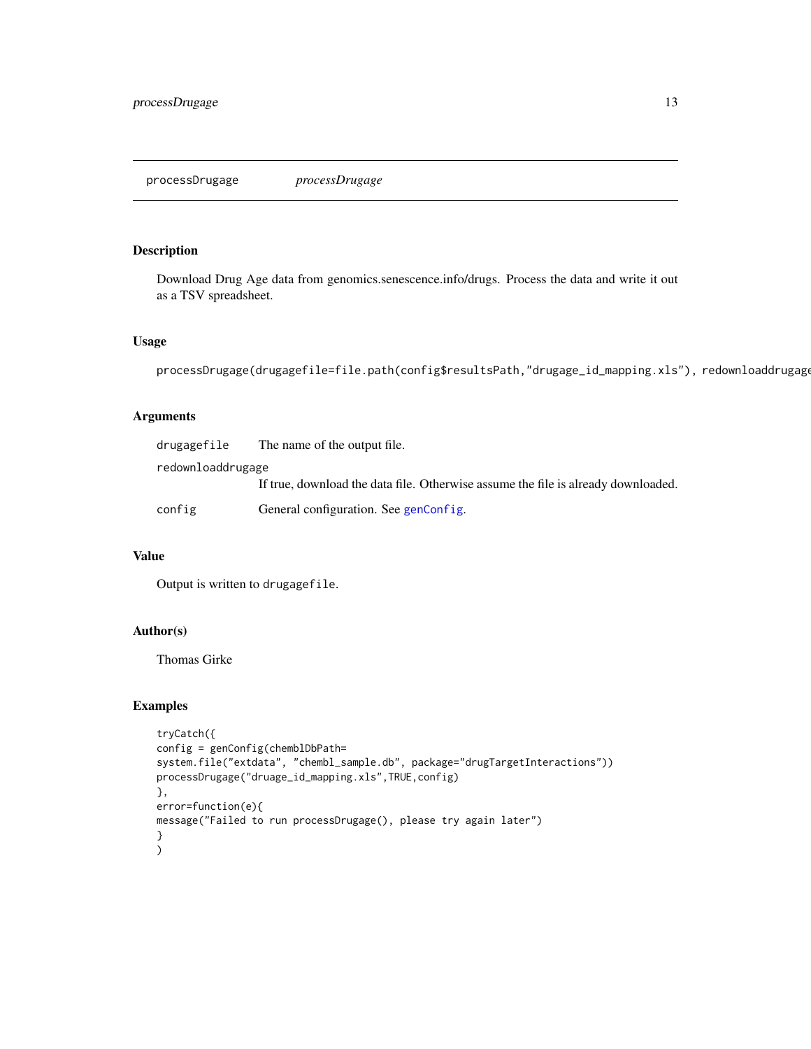processDrugage *processDrugage*

## Description

Download Drug Age data from genomics.senescence.info/drugs. Process the data and write it out as a TSV spreadsheet.

## Usage

```
processDrugage(drugagefile=file.path(config$resultsPath,"drugage_id_mapping.xls"), redownloaddrugage
```

## Arguments

| | |
|---|---|
| drugagefile | The name of the output file. |
| redownloaddrugage | If true, download the data file. Otherwise assume the file is already downloaded. |
| config | General configuration. See genConfig. |

## Value

Output is written to drugagefile.

## Author(s)

Thomas Girke

## Examples

```
tryCatch({
config = genConfig(chemblDbPath=
system.file("extdata", "chembl_sample.db", package="drugTargetInteractions"))
processDrugage("druage_id_mapping.xls",TRUE,config)
},
error=function(e){
message("Failed to run processDrugage(), please try again later")
}
)
```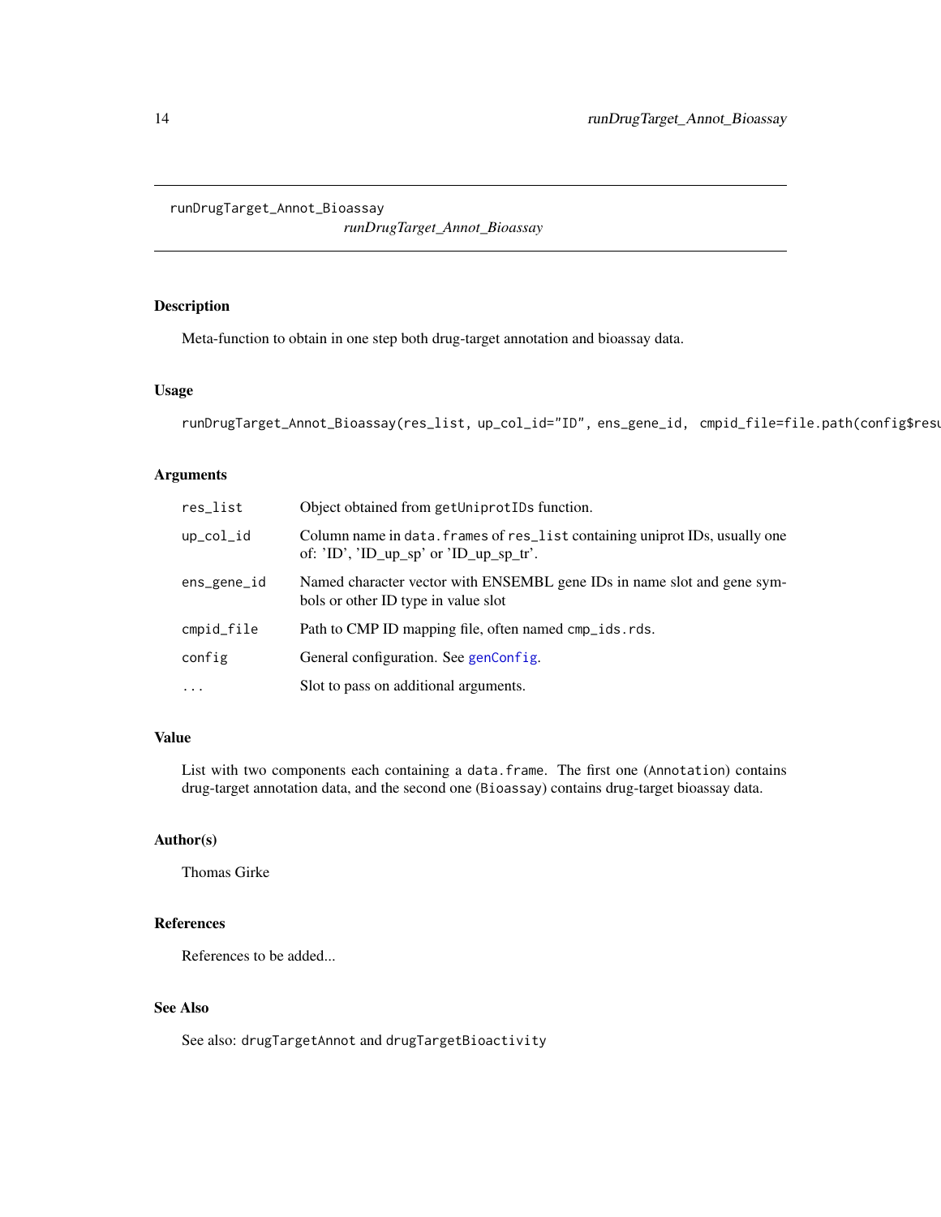# runDrugTarget_Annot_Bioassay

*runDrugTarget_Annot_Bioassay*

## Description

Meta-function to obtain in one step both drug-target annotation and bioassay data.

## Usage

```
runDrugTarget_Annot_Bioassay(res_list, up_col_id="ID", ens_gene_id, cmpid_file=file.path(config$resu
```

## Arguments

| | |
|---|---|
| `res_list` | Object obtained from `getUniprotIDs` function. |
| `up_col_id` | Column name in `data.frames` of `res_list` containing uniprot IDs, usually one of: 'ID', 'ID_up_sp' or 'ID_up_sp_tr'. |
| `ens_gene_id` | Named character vector with ENSEMBL gene IDs in name slot and gene symbols or other ID type in value slot |
| `cmpid_file` | Path to CMP ID mapping file, often named `cmp_ids.rds`. |
| `config` | General configuration. See `genConfig`. |
| `...` | Slot to pass on additional arguments. |

## Value

List with two components each containing a `data.frame`. The first one (`Annotation`) contains drug-target annotation data, and the second one (`Bioassay`) contains drug-target bioassay data.

## Author(s)

Thomas Girke

## References

References to be added...

## See Also

See also: `drugTargetAnnot` and `drugTargetBioactivity`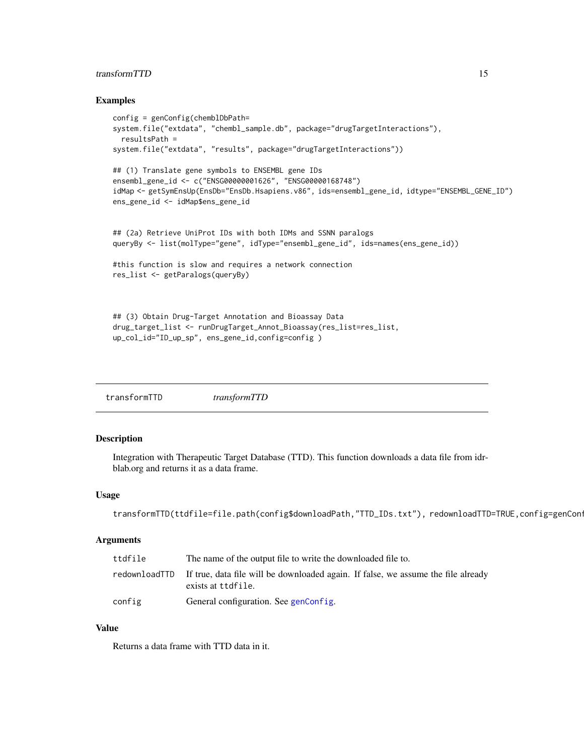## Examples

```
config = genConfig(chemblDbPath=
system.file("extdata", "chembl_sample.db", package="drugTargetInteractions"),
  resultsPath =
system.file("extdata", "results", package="drugTargetInteractions"))

## (1) Translate gene symbols to ENSEMBL gene IDs
ensembl_gene_id <- c("ENSG00000001626", "ENSG00000168748")
idMap <- getSymEnsUp(EnsDb="EnsDb.Hsapiens.v86", ids=ensembl_gene_id, idtype="ENSEMBL_GENE_ID")
ens_gene_id <- idMap$ens_gene_id


## (2a) Retrieve UniProt IDs with both IDMs and SSNN paralogs
queryBy <- list(molType="gene", idType="ensembl_gene_id", ids=names(ens_gene_id))

#this function is slow and requires a network connection
res_list <- getParalogs(queryBy)



## (3) Obtain Drug-Target Annotation and Bioassay Data
drug_target_list <- runDrugTarget_Annot_Bioassay(res_list=res_list,
up_col_id="ID_up_sp", ens_gene_id,config=config )
```

---

# transformTTD — *transformTTD*

## Description

Integration with Therapeutic Target Database (TTD). This function downloads a data file from idrblab.org and returns it as a data frame.

## Usage

```
transformTTD(ttdfile=file.path(config$downloadPath,"TTD_IDs.txt"), redownloadTTD=TRUE,config=genConf
```

## Arguments

| | |
|---|---|
| ttdfile | The name of the output file to write the downloaded file to. |
| redownloadTTD | If true, data file will be downloaded again. If false, we assume the file already exists at ttdfile. |
| config | General configuration. See genConfig. |

## Value

Returns a data frame with TTD data in it.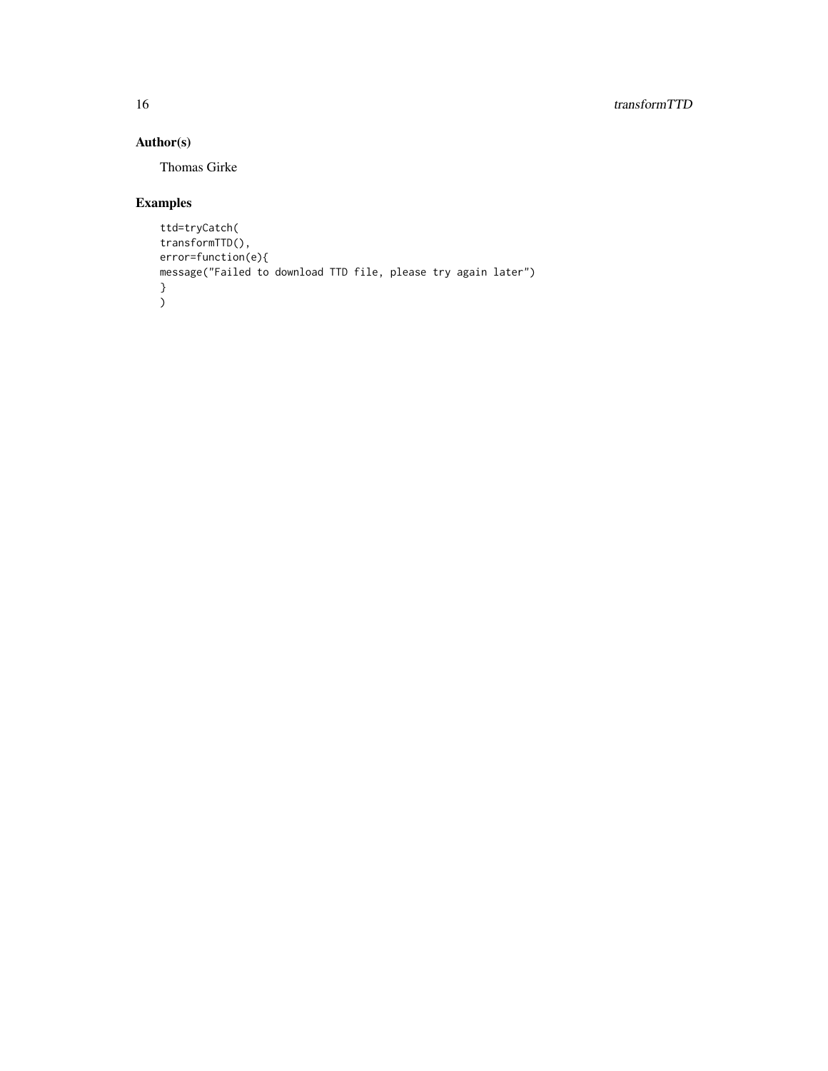## Author(s)

Thomas Girke

## Examples

```
ttd=tryCatch(
transformTTD(),
error=function(e){
message("Failed to download TTD file, please try again later")
}
)
```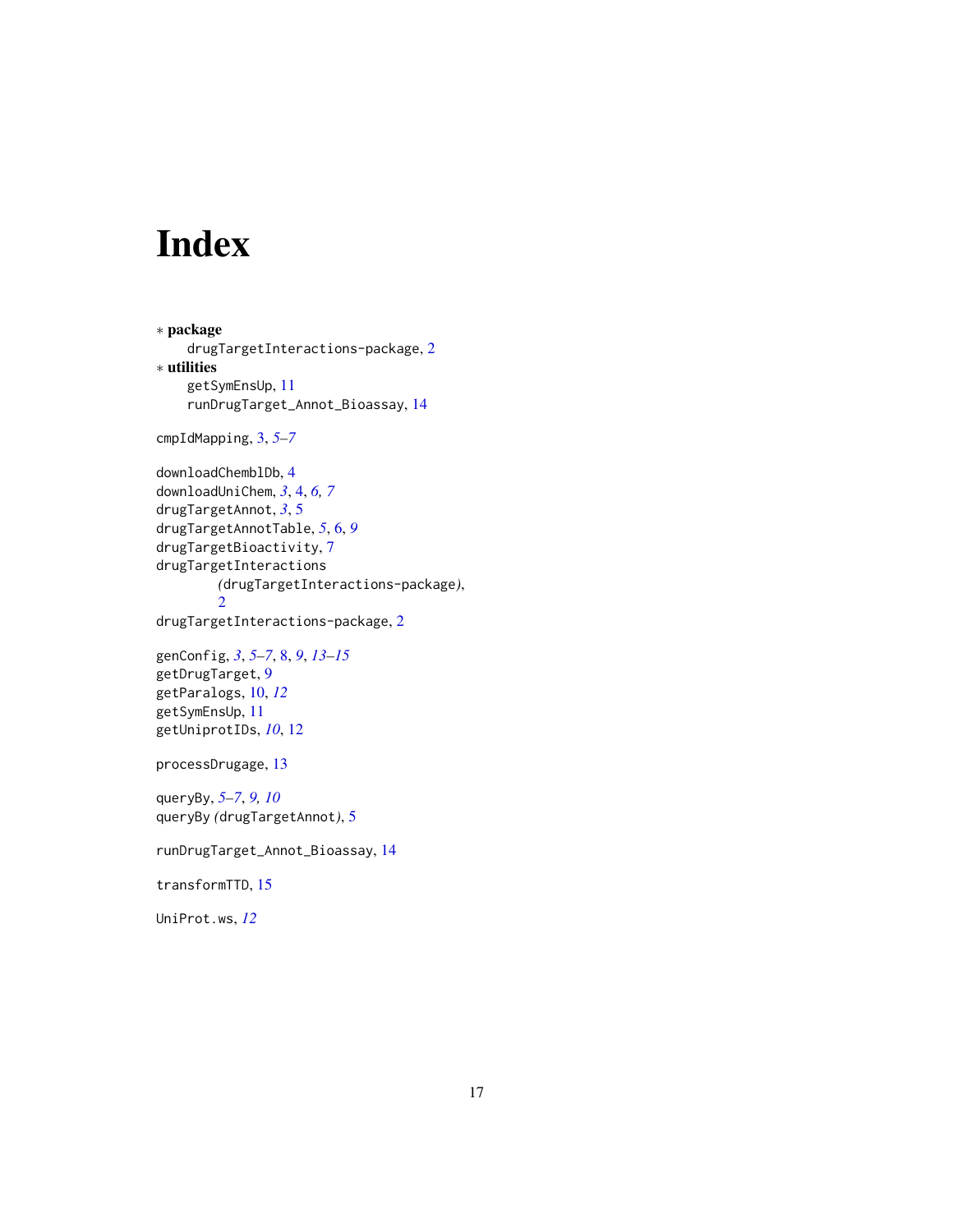# Index

∗ **package**
    drugTargetInteractions-package, 2
∗ **utilities**
    getSymEnsUp, 11
    runDrugTarget_Annot_Bioassay, 14

cmpIdMapping, 3, *5–7*

downloadChemblDb, 4
downloadUniChem, *3*, 4, *6, 7*
drugTargetAnnot, *3*, 5
drugTargetAnnotTable, *5*, 6, *9*
drugTargetBioactivity, 7
drugTargetInteractions
    *(*drugTargetInteractions-package*)*, 2
drugTargetInteractions-package, 2

genConfig, *3*, *5–7*, 8, *9*, *13–15*
getDrugTarget, 9
getParalogs, 10, *12*
getSymEnsUp, 11
getUniprotIDs, *10*, 12

processDrugage, 13

queryBy, *5–7*, *9, 10*
queryBy *(*drugTargetAnnot*)*, 5

runDrugTarget_Annot_Bioassay, 14

transformTTD, 15

UniProt.ws, *12*